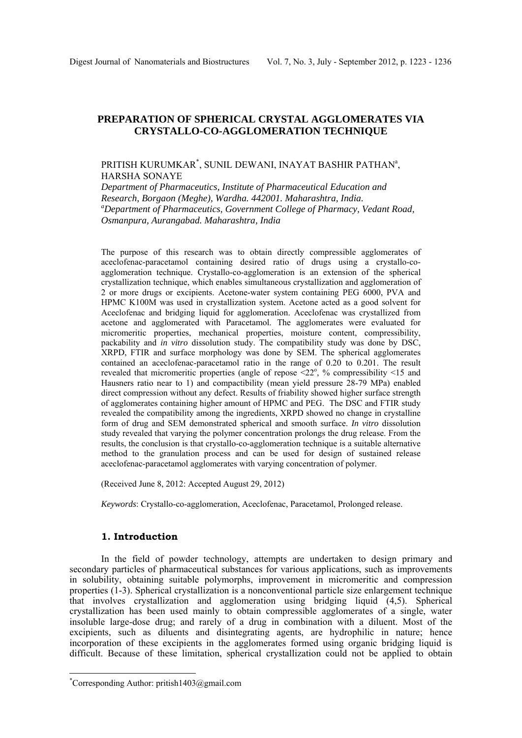# PREPARATION OF SPHERICAL CRYSTAL AGGLOMERATES VIA CRYSTALLO-CO-AGGLOMERATION TECHNIQUE

PRITISH KURUMKAR[*], SUNIL DEWANI, INAYAT BASHIR PATHAN[a], HARSHA SONAYE

*Department of Pharmaceutics, Institute of Pharmaceutical Education and Research, Borgaon (Meghe), Wardha. 442001. Maharashtra, India.*
*[a]Department of Pharmaceutics, Government College of Pharmacy, Vedant Road, Osmanpura, Aurangabad. Maharashtra, India*

The purpose of this research was to obtain directly compressible agglomerates of aceclofenac-paracetamol containing desired ratio of drugs using a crystallo-co-agglomeration technique. Crystallo-co-agglomeration is an extension of the spherical crystallization technique, which enables simultaneous crystallization and agglomeration of 2 or more drugs or excipients. Acetone-water system containing PEG 6000, PVA and HPMC K100M was used in crystallization system. Acetone acted as a good solvent for Aceclofenac and bridging liquid for agglomeration. Aceclofenac was crystallized from acetone and agglomerated with Paracetamol. The agglomerates were evaluated for micromeritic properties, mechanical properties, moisture content, compressibility, packability and *in vitro* dissolution study. The compatibility study was done by DSC, XRPD, FTIR and surface morphology was done by SEM. The spherical agglomerates contained an aceclofenac-paracetamol ratio in the range of 0.20 to 0.201. The result revealed that micromeritic properties (angle of repose <22°, % compressibility <15 and Hausners ratio near to 1) and compactibility (mean yield pressure 28-79 MPa) enabled direct compression without any defect. Results of friability showed higher surface strength of agglomerates containing higher amount of HPMC and PEG. The DSC and FTIR study revealed the compatibility among the ingredients, XRPD showed no change in crystalline form of drug and SEM demonstrated spherical and smooth surface. *In vitro* dissolution study revealed that varying the polymer concentration prolongs the drug release. From the results, the conclusion is that crystallo-co-agglomeration technique is a suitable alternative method to the granulation process and can be used for design of sustained release aceclofenac-paracetamol agglomerates with varying concentration of polymer.

(Received June 8, 2012: Accepted August 29, 2012)

*Keywords*: Crystallo-co-agglomeration, Aceclofenac, Paracetamol, Prolonged release.

## 1. Introduction

In the field of powder technology, attempts are undertaken to design primary and secondary particles of pharmaceutical substances for various applications, such as improvements in solubility, obtaining suitable polymorphs, improvement in micromeritic and compression properties (1-3). Spherical crystallization is a nonconventional particle size enlargement technique that involves crystallization and agglomeration using bridging liquid (4,5). Spherical crystallization has been used mainly to obtain compressible agglomerates of a single, water insoluble large-dose drug; and rarely of a drug in combination with a diluent. Most of the excipients, such as diluents and disintegrating agents, are hydrophilic in nature; hence incorporation of these excipients in the agglomerates formed using organic bridging liquid is difficult. Because of these limitation, spherical crystallization could not be applied to obtain

[*]Corresponding Author: pritish1403@gmail.com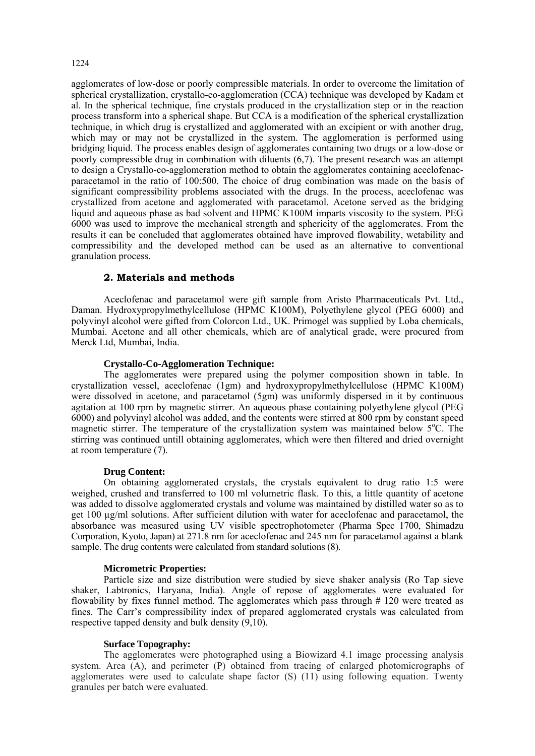agglomerates of low-dose or poorly compressible materials. In order to overcome the limitation of spherical crystallization, crystallo-co-agglomeration (CCA) technique was developed by Kadam et al. In the spherical technique, fine crystals produced in the crystallization step or in the reaction process transform into a spherical shape. But CCA is a modification of the spherical crystallization technique, in which drug is crystallized and agglomerated with an excipient or with another drug, which may or may not be crystallized in the system. The agglomeration is performed using bridging liquid. The process enables design of agglomerates containing two drugs or a low-dose or poorly compressible drug in combination with diluents (6,7). The present research was an attempt to design a Crystallo-co-agglomeration method to obtain the agglomerates containing aceclofenac-paracetamol in the ratio of 100:500. The choice of drug combination was made on the basis of significant compressibility problems associated with the drugs. In the process, aceclofenac was crystallized from acetone and agglomerated with paracetamol. Acetone served as the bridging liquid and aqueous phase as bad solvent and HPMC K100M imparts viscosity to the system. PEG 6000 was used to improve the mechanical strength and sphericity of the agglomerates. From the results it can be concluded that agglomerates obtained have improved flowability, wetability and compressibility and the developed method can be used as an alternative to conventional granulation process.

## 2. Materials and methods

Aceclofenac and paracetamol were gift sample from Aristo Pharmaceuticals Pvt. Ltd., Daman. Hydroxypropylmethylcellulose (HPMC K100M), Polyethylene glycol (PEG 6000) and polyvinyl alcohol were gifted from Colorcon Ltd., UK. Primogel was supplied by Loba chemicals, Mumbai. Acetone and all other chemicals, which are of analytical grade, were procured from Merck Ltd, Mumbai, India.

### Crystallo-Co-Agglomeration Technique:

The agglomerates were prepared using the polymer composition shown in table. In crystallization vessel, aceclofenac (1gm) and hydroxypropylmethylcellulose (HPMC K100M) were dissolved in acetone, and paracetamol (5gm) was uniformly dispersed in it by continuous agitation at 100 rpm by magnetic stirrer. An aqueous phase containing polyethylene glycol (PEG 6000) and polyvinyl alcohol was added, and the contents were stirred at 800 rpm by constant speed magnetic stirrer. The temperature of the crystallization system was maintained below 5°C. The stirring was continued untill obtaining agglomerates, which were then filtered and dried overnight at room temperature (7).

### Drug Content:

On obtaining agglomerated crystals, the crystals equivalent to drug ratio 1:5 were weighed, crushed and transferred to 100 ml volumetric flask. To this, a little quantity of acetone was added to dissolve agglomerated crystals and volume was maintained by distilled water so as to get 100 µg/ml solutions. After sufficient dilution with water for aceclofenac and paracetamol, the absorbance was measured using UV visible spectrophotometer (Pharma Spec 1700, Shimadzu Corporation, Kyoto, Japan) at 271.8 nm for aceclofenac and 245 nm for paracetamol against a blank sample. The drug contents were calculated from standard solutions (8).

### Micrometric Properties:

Particle size and size distribution were studied by sieve shaker analysis (Ro Tap sieve shaker, Labtronics, Haryana, India). Angle of repose of agglomerates were evaluated for flowability by fixes funnel method. The agglomerates which pass through # 120 were treated as fines. The Carr's compressibility index of prepared agglomerated crystals was calculated from respective tapped density and bulk density (9,10).

### Surface Topography:

The agglomerates were photographed using a Biowizard 4.1 image processing analysis system. Area (A), and perimeter (P) obtained from tracing of enlarged photomicrographs of agglomerates were used to calculate shape factor (S) (11) using following equation. Twenty granules per batch were evaluated.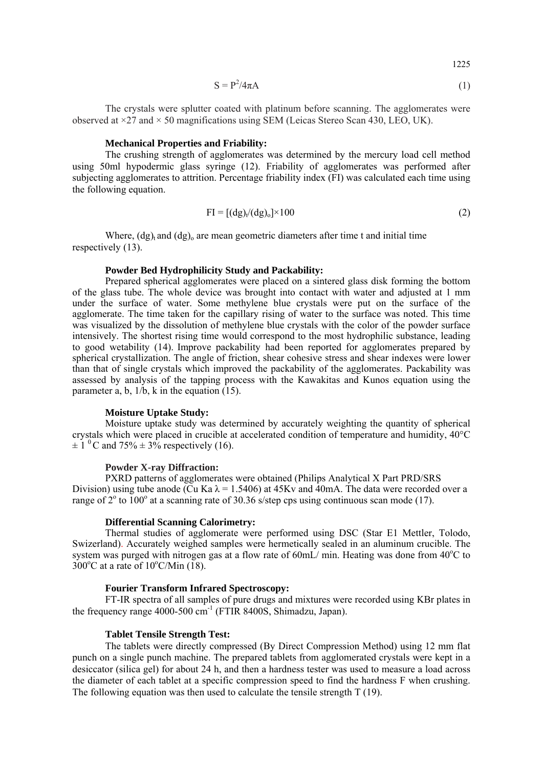$$S = P^2/4\pi A \quad (1)$$

The crystals were splutter coated with platinum before scanning. The agglomerates were observed at ×27 and × 50 magnifications using SEM (Leicas Stereo Scan 430, LEO, UK).

### Mechanical Properties and Friability:

The crushing strength of agglomerates was determined by the mercury load cell method using 50ml hypodermic glass syringe (12). Friability of agglomerates was performed after subjecting agglomerates to attrition. Percentage friability index (FI) was calculated each time using the following equation.

$$FI = [(dg)_t/(dg)_o]\times 100 \quad (2)$$

Where, $(dg)_t$ and $(dg)_o$ are mean geometric diameters after time t and initial time respectively (13).

### Powder Bed Hydrophilicity Study and Packability:

Prepared spherical agglomerates were placed on a sintered glass disk forming the bottom of the glass tube. The whole device was brought into contact with water and adjusted at 1 mm under the surface of water. Some methylene blue crystals were put on the surface of the agglomerate. The time taken for the capillary rising of water to the surface was noted. This time was visualized by the dissolution of methylene blue crystals with the color of the powder surface intensively. The shortest rising time would correspond to the most hydrophilic substance, leading to good wetability (14). Improve packability had been reported for agglomerates prepared by spherical crystallization. The angle of friction, shear cohesive stress and shear indexes were lower than that of single crystals which improved the packability of the agglomerates. Packability was assessed by analysis of the tapping process with the Kawakitas and Kunos equation using the parameter a, b, 1/b, k in the equation (15).

### Moisture Uptake Study:

Moisture uptake study was determined by accurately weighting the quantity of spherical crystals which were placed in crucible at accelerated condition of temperature and humidity, 40°C ± 1 °C and 75% ± 3% respectively (16).

### Powder X-ray Diffraction:

PXRD patterns of agglomerates were obtained (Philips Analytical X Part PRD/SRS Division) using tube anode (Cu Ka $\lambda$ = 1.5406) at 45Kv and 40mA. The data were recorded over a range of 2° to 100° at a scanning rate of 30.36 s/step cps using continuous scan mode (17).

### Differential Scanning Calorimetry:

Thermal studies of agglomerate were performed using DSC (Star E1 Mettler, Tolodo, Swizerland). Accurately weighed samples were hermetically sealed in an aluminum crucible. The system was purged with nitrogen gas at a flow rate of 60mL/ min. Heating was done from 40°C to 300°C at a rate of 10°C/Min (18).

### Fourier Transform Infrared Spectroscopy:

FT-IR spectra of all samples of pure drugs and mixtures were recorded using KBr plates in the frequency range 4000-500 $cm^{-1}$ (FTIR 8400S, Shimadzu, Japan).

### Tablet Tensile Strength Test:

The tablets were directly compressed (By Direct Compression Method) using 12 mm flat punch on a single punch machine. The prepared tablets from agglomerated crystals were kept in a desiccator (silica gel) for about 24 h, and then a hardness tester was used to measure a load across the diameter of each tablet at a specific compression speed to find the hardness F when crushing. The following equation was then used to calculate the tensile strength T (19).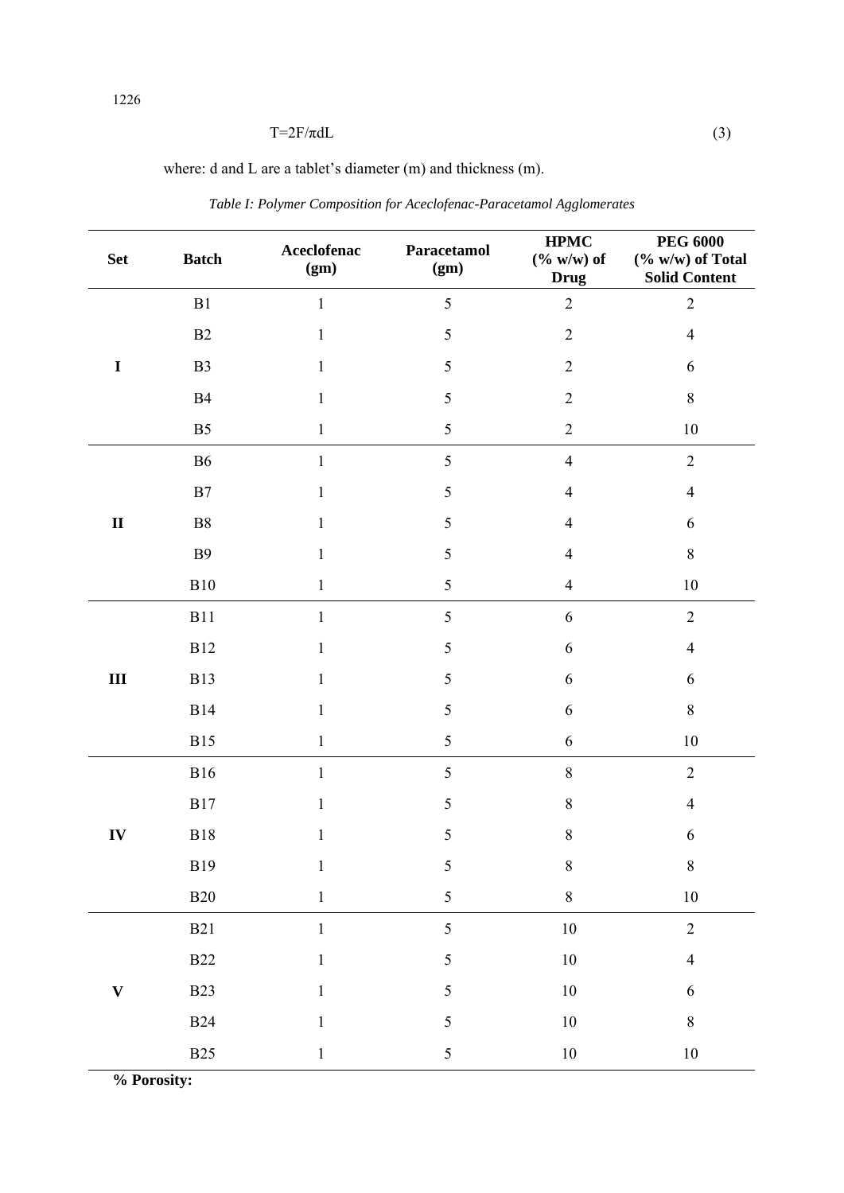$$T=2F/\pi dL \tag{3}$$

where: d and L are a tablet's diameter (m) and thickness (m).

*Table I: Polymer Composition for Aceclofenac-Paracetamol Agglomerates*

| Set | Batch | Aceclofenac (gm) | Paracetamol (gm) | HPMC (% w/w) of Drug | PEG 6000 (% w/w) of Total Solid Content |
|---|---|---|---|---|---|
| I | B1 | 1 | 5 | 2 | 2 |
| | B2 | 1 | 5 | 2 | 4 |
| | B3 | 1 | 5 | 2 | 6 |
| | B4 | 1 | 5 | 2 | 8 |
| | B5 | 1 | 5 | 2 | 10 |
| II | B6 | 1 | 5 | 4 | 2 |
| | B7 | 1 | 5 | 4 | 4 |
| | B8 | 1 | 5 | 4 | 6 |
| | B9 | 1 | 5 | 4 | 8 |
| | B10 | 1 | 5 | 4 | 10 |
| III | B11 | 1 | 5 | 6 | 2 |
| | B12 | 1 | 5 | 6 | 4 |
| | B13 | 1 | 5 | 6 | 6 |
| | B14 | 1 | 5 | 6 | 8 |
| | B15 | 1 | 5 | 6 | 10 |
| IV | B16 | 1 | 5 | 8 | 2 |
| | B17 | 1 | 5 | 8 | 4 |
| | B18 | 1 | 5 | 8 | 6 |
| | B19 | 1 | 5 | 8 | 8 |
| | B20 | 1 | 5 | 8 | 10 |
| V | B21 | 1 | 5 | 10 | 2 |
| | B22 | 1 | 5 | 10 | 4 |
| | B23 | 1 | 5 | 10 | 6 |
| | B24 | 1 | 5 | 10 | 8 |
| | B25 | 1 | 5 | 10 | 10 |

**% Porosity:**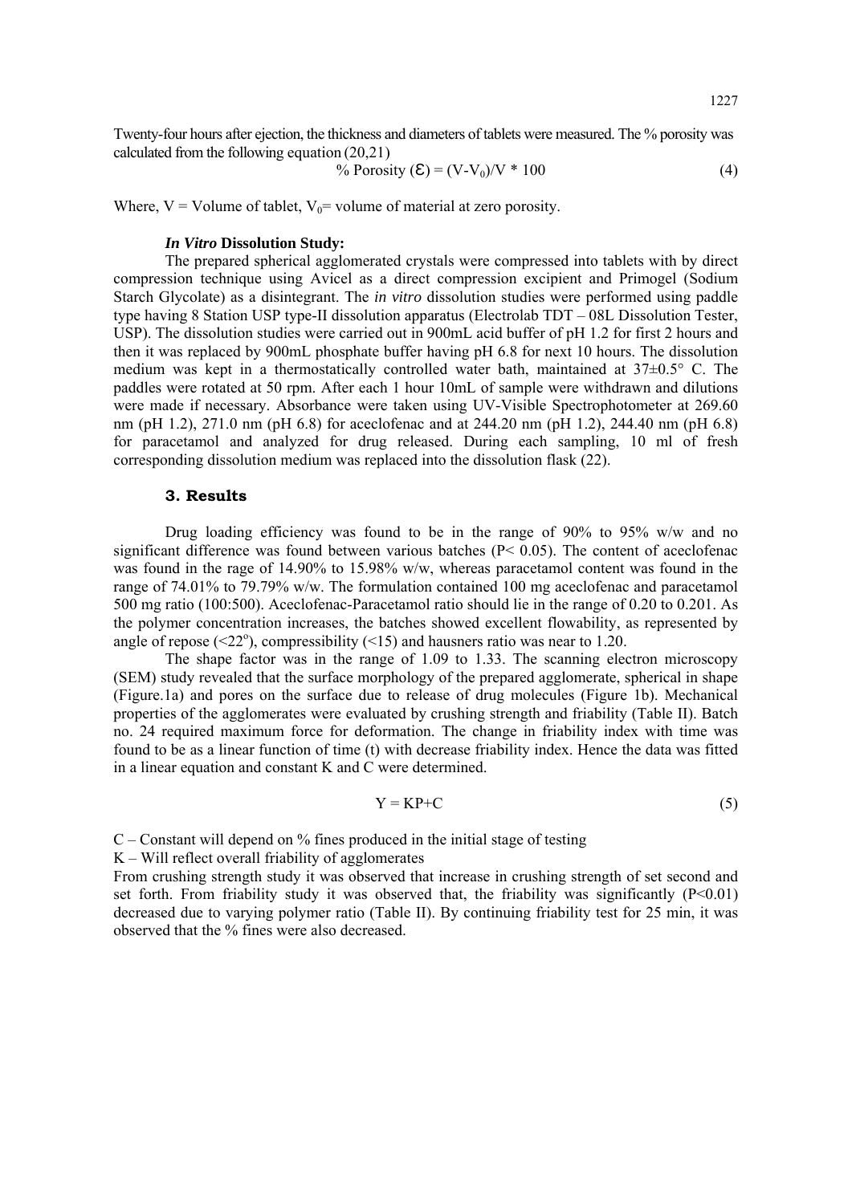Twenty-four hours after ejection, the thickness and diameters of tablets were measured. The % porosity was calculated from the following equation (20,21)

$$\% \text{ Porosity } (\varepsilon) = (V-V_0)/V * 100 \quad (4)$$

Where, V = Volume of tablet, $V_0$= volume of material at zero porosity.

#### *In Vitro* Dissolution Study:

The prepared spherical agglomerated crystals were compressed into tablets with by direct compression technique using Avicel as a direct compression excipient and Primogel (Sodium Starch Glycolate) as a disintegrant. The *in vitro* dissolution studies were performed using paddle type having 8 Station USP type-II dissolution apparatus (Electrolab TDT – 08L Dissolution Tester, USP). The dissolution studies were carried out in 900mL acid buffer of pH 1.2 for first 2 hours and then it was replaced by 900mL phosphate buffer having pH 6.8 for next 10 hours. The dissolution medium was kept in a thermostatically controlled water bath, maintained at 37±0.5° C. The paddles were rotated at 50 rpm. After each 1 hour 10mL of sample were withdrawn and dilutions were made if necessary. Absorbance were taken using UV-Visible Spectrophotometer at 269.60 nm (pH 1.2), 271.0 nm (pH 6.8) for aceclofenac and at 244.20 nm (pH 1.2), 244.40 nm (pH 6.8) for paracetamol and analyzed for drug released. During each sampling, 10 ml of fresh corresponding dissolution medium was replaced into the dissolution flask (22).

## 3. Results

Drug loading efficiency was found to be in the range of 90% to 95% w/w and no significant difference was found between various batches ($P< 0.05$). The content of aceclofenac was found in the rage of 14.90% to 15.98% w/w, whereas paracetamol content was found in the range of 74.01% to 79.79% w/w. The formulation contained 100 mg aceclofenac and paracetamol 500 mg ratio (100:500). Aceclofenac-Paracetamol ratio should lie in the range of 0.20 to 0.201. As the polymer concentration increases, the batches showed excellent flowability, as represented by angle of repose (<22°), compressibility (<15) and hausners ratio was near to 1.20.

The shape factor was in the range of 1.09 to 1.33. The scanning electron microscopy (SEM) study revealed that the surface morphology of the prepared agglomerate, spherical in shape (Figure.1a) and pores on the surface due to release of drug molecules (Figure 1b). Mechanical properties of the agglomerates were evaluated by crushing strength and friability (Table II). Batch no. 24 required maximum force for deformation. The change in friability index with time was found to be as a linear function of time (t) with decrease friability index. Hence the data was fitted in a linear equation and constant K and C were determined.

$$Y = KP+C \quad (5)$$

C – Constant will depend on % fines produced in the initial stage of testing

K – Will reflect overall friability of agglomerates

From crushing strength study it was observed that increase in crushing strength of set second and set forth. From friability study it was observed that, the friability was significantly ($P<0.01$) decreased due to varying polymer ratio (Table II). By continuing friability test for 25 min, it was observed that the % fines were also decreased.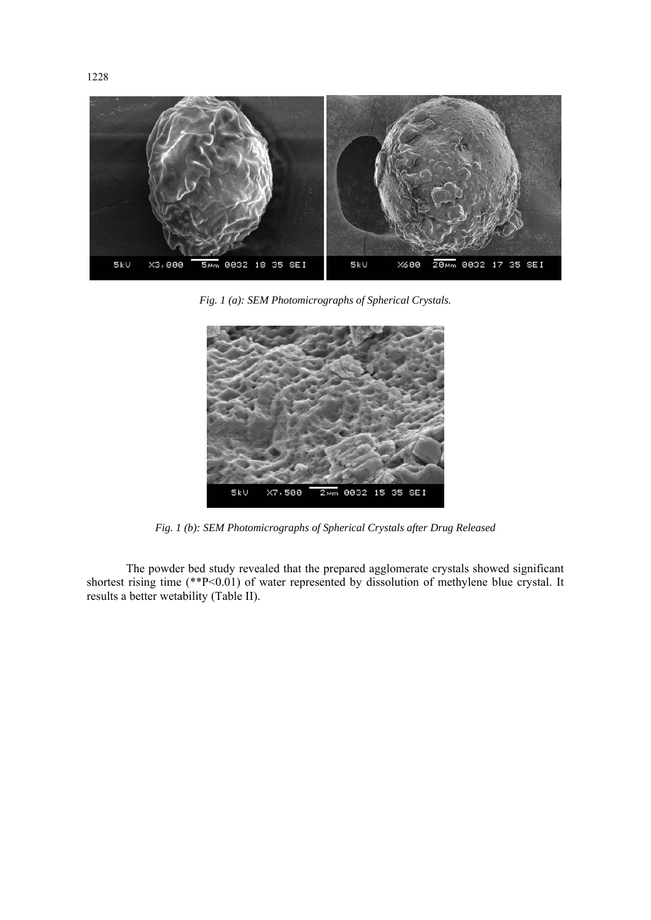*Fig. 1 (a): SEM Photomicrographs of Spherical Crystals.*

*Fig. 1 (b): SEM Photomicrographs of Spherical Crystals after Drug Released*

The powder bed study revealed that the prepared agglomerate crystals showed significant shortest rising time (**P<0.01) of water represented by dissolution of methylene blue crystal. It results a better wetability (Table II).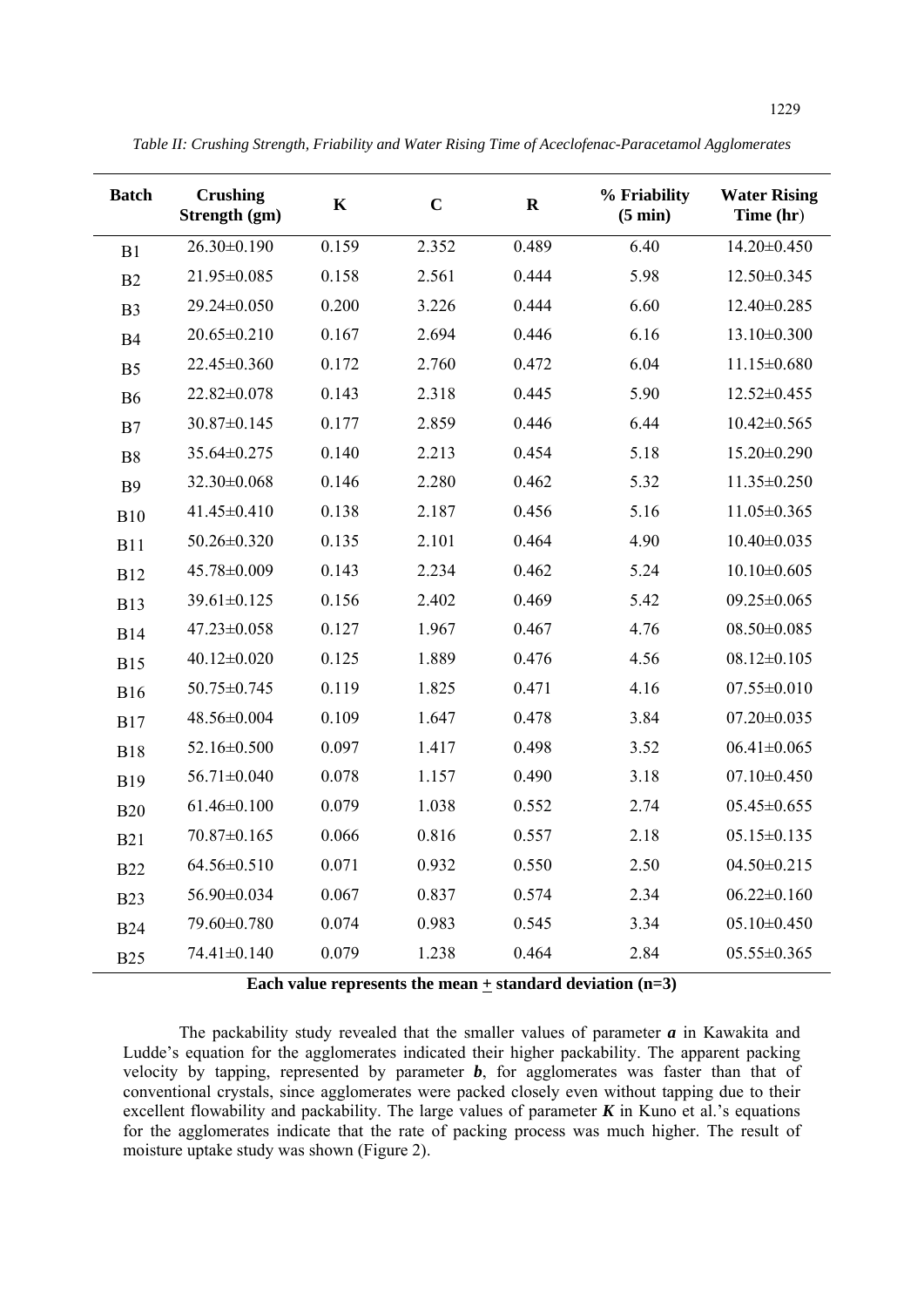*Table II: Crushing Strength, Friability and Water Rising Time of Aceclofenac-Paracetamol Agglomerates*

| Batch | Crushing Strength (gm) | K | C | R | % Friability (5 min) | Water Rising Time (hr) |
|---|---|---|---|---|---|---|
| B1 | 26.30±0.190 | 0.159 | 2.352 | 0.489 | 6.40 | 14.20±0.450 |
| B2 | 21.95±0.085 | 0.158 | 2.561 | 0.444 | 5.98 | 12.50±0.345 |
| B3 | 29.24±0.050 | 0.200 | 3.226 | 0.444 | 6.60 | 12.40±0.285 |
| B4 | 20.65±0.210 | 0.167 | 2.694 | 0.446 | 6.16 | 13.10±0.300 |
| B5 | 22.45±0.360 | 0.172 | 2.760 | 0.472 | 6.04 | 11.15±0.680 |
| B6 | 22.82±0.078 | 0.143 | 2.318 | 0.445 | 5.90 | 12.52±0.455 |
| B7 | 30.87±0.145 | 0.177 | 2.859 | 0.446 | 6.44 | 10.42±0.565 |
| B8 | 35.64±0.275 | 0.140 | 2.213 | 0.454 | 5.18 | 15.20±0.290 |
| B9 | 32.30±0.068 | 0.146 | 2.280 | 0.462 | 5.32 | 11.35±0.250 |
| B10 | 41.45±0.410 | 0.138 | 2.187 | 0.456 | 5.16 | 11.05±0.365 |
| B11 | 50.26±0.320 | 0.135 | 2.101 | 0.464 | 4.90 | 10.40±0.035 |
| B12 | 45.78±0.009 | 0.143 | 2.234 | 0.462 | 5.24 | 10.10±0.605 |
| B13 | 39.61±0.125 | 0.156 | 2.402 | 0.469 | 5.42 | 09.25±0.065 |
| B14 | 47.23±0.058 | 0.127 | 1.967 | 0.467 | 4.76 | 08.50±0.085 |
| B15 | 40.12±0.020 | 0.125 | 1.889 | 0.476 | 4.56 | 08.12±0.105 |
| B16 | 50.75±0.745 | 0.119 | 1.825 | 0.471 | 4.16 | 07.55±0.010 |
| B17 | 48.56±0.004 | 0.109 | 1.647 | 0.478 | 3.84 | 07.20±0.035 |
| B18 | 52.16±0.500 | 0.097 | 1.417 | 0.498 | 3.52 | 06.41±0.065 |
| B19 | 56.71±0.040 | 0.078 | 1.157 | 0.490 | 3.18 | 07.10±0.450 |
| B20 | 61.46±0.100 | 0.079 | 1.038 | 0.552 | 2.74 | 05.45±0.655 |
| B21 | 70.87±0.165 | 0.066 | 0.816 | 0.557 | 2.18 | 05.15±0.135 |
| B22 | 64.56±0.510 | 0.071 | 0.932 | 0.550 | 2.50 | 04.50±0.215 |
| B23 | 56.90±0.034 | 0.067 | 0.837 | 0.574 | 2.34 | 06.22±0.160 |
| B24 | 79.60±0.780 | 0.074 | 0.983 | 0.545 | 3.34 | 05.10±0.450 |
| B25 | 74.41±0.140 | 0.079 | 1.238 | 0.464 | 2.84 | 05.55±0.365 |

**Each value represents the mean ± standard deviation (n=3)**

The packability study revealed that the smaller values of parameter ***a*** in Kawakita and Ludde's equation for the agglomerates indicated their higher packability. The apparent packing velocity by tapping, represented by parameter ***b***, for agglomerates was faster than that of conventional crystals, since agglomerates were packed closely even without tapping due to their excellent flowability and packability. The large values of parameter ***K*** in Kuno et al.'s equations for the agglomerates indicate that the rate of packing process was much higher. The result of moisture uptake study was shown (Figure 2).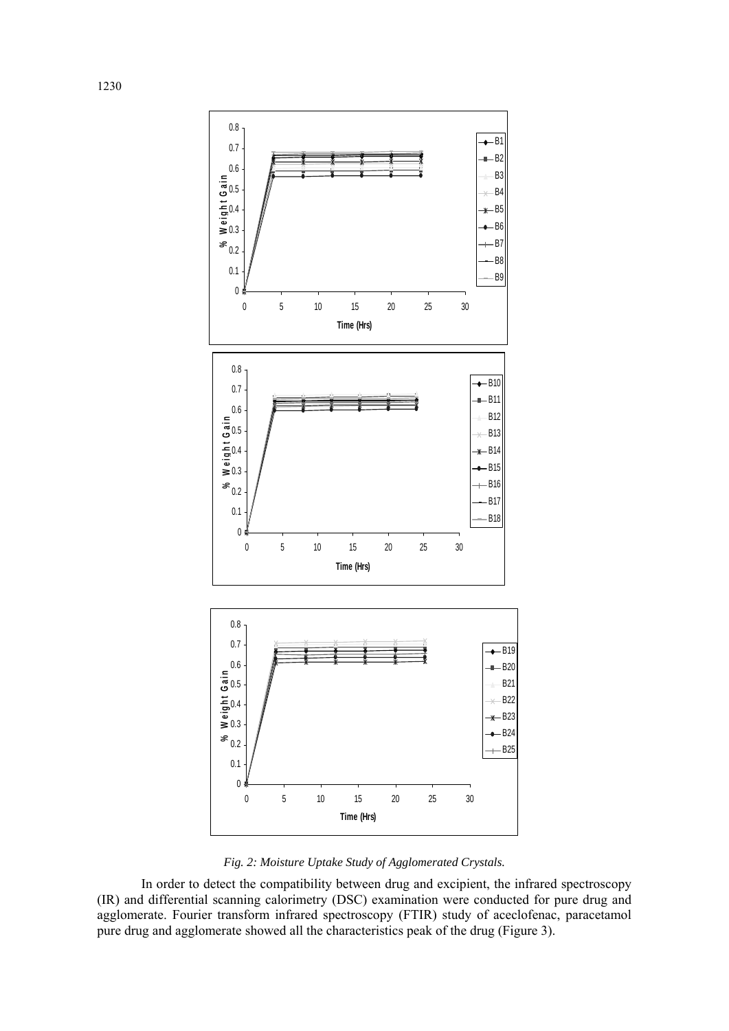*Fig. 2: Moisture Uptake Study of Agglomerated Crystals.*

In order to detect the compatibility between drug and excipient, the infrared spectroscopy (IR) and differential scanning calorimetry (DSC) examination were conducted for pure drug and agglomerate. Fourier transform infrared spectroscopy (FTIR) study of aceclofenac, paracetamol pure drug and agglomerate showed all the characteristics peak of the drug (Figure 3).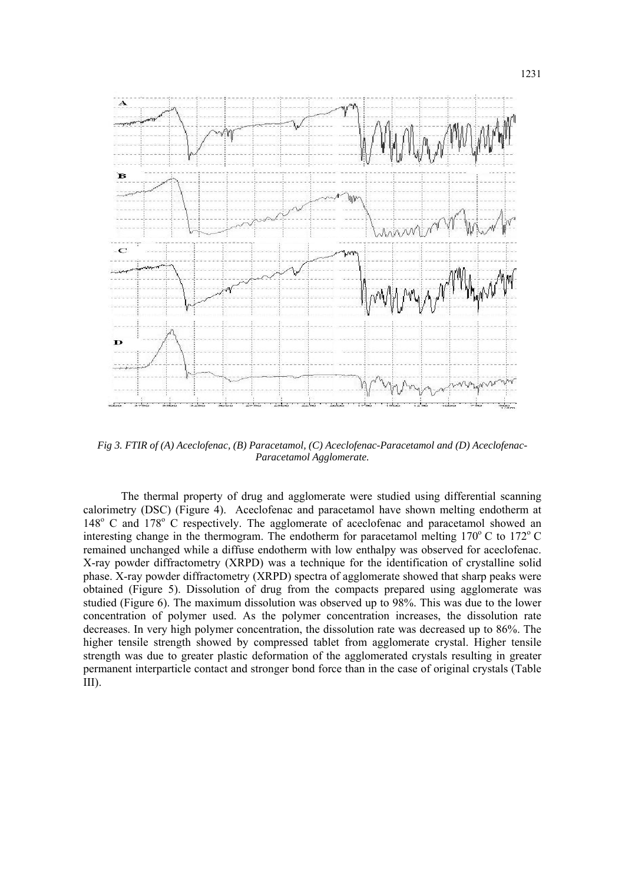*Fig 3. FTIR of (A) Aceclofenac, (B) Paracetamol, (C) Aceclofenac-Paracetamol and (D) Aceclofenac-Paracetamol Agglomerate.*

The thermal property of drug and agglomerate were studied using differential scanning calorimetry (DSC) (Figure 4). Aceclofenac and paracetamol have shown melting endotherm at 148$^o$ C and 178$^o$ C respectively. The agglomerate of aceclofenac and paracetamol showed an interesting change in the thermogram. The endotherm for paracetamol melting 170$^o$ C to 172$^o$ C remained unchanged while a diffuse endotherm with low enthalpy was observed for aceclofenac. X-ray powder diffractometry (XRPD) was a technique for the identification of crystalline solid phase. X-ray powder diffractometry (XRPD) spectra of agglomerate showed that sharp peaks were obtained (Figure 5). Dissolution of drug from the compacts prepared using agglomerate was studied (Figure 6). The maximum dissolution was observed up to 98%. This was due to the lower concentration of polymer used. As the polymer concentration increases, the dissolution rate decreases. In very high polymer concentration, the dissolution rate was decreased up to 86%. The higher tensile strength showed by compressed tablet from agglomerate crystal. Higher tensile strength was due to greater plastic deformation of the agglomerated crystals resulting in greater permanent interparticle contact and stronger bond force than in the case of original crystals (Table III).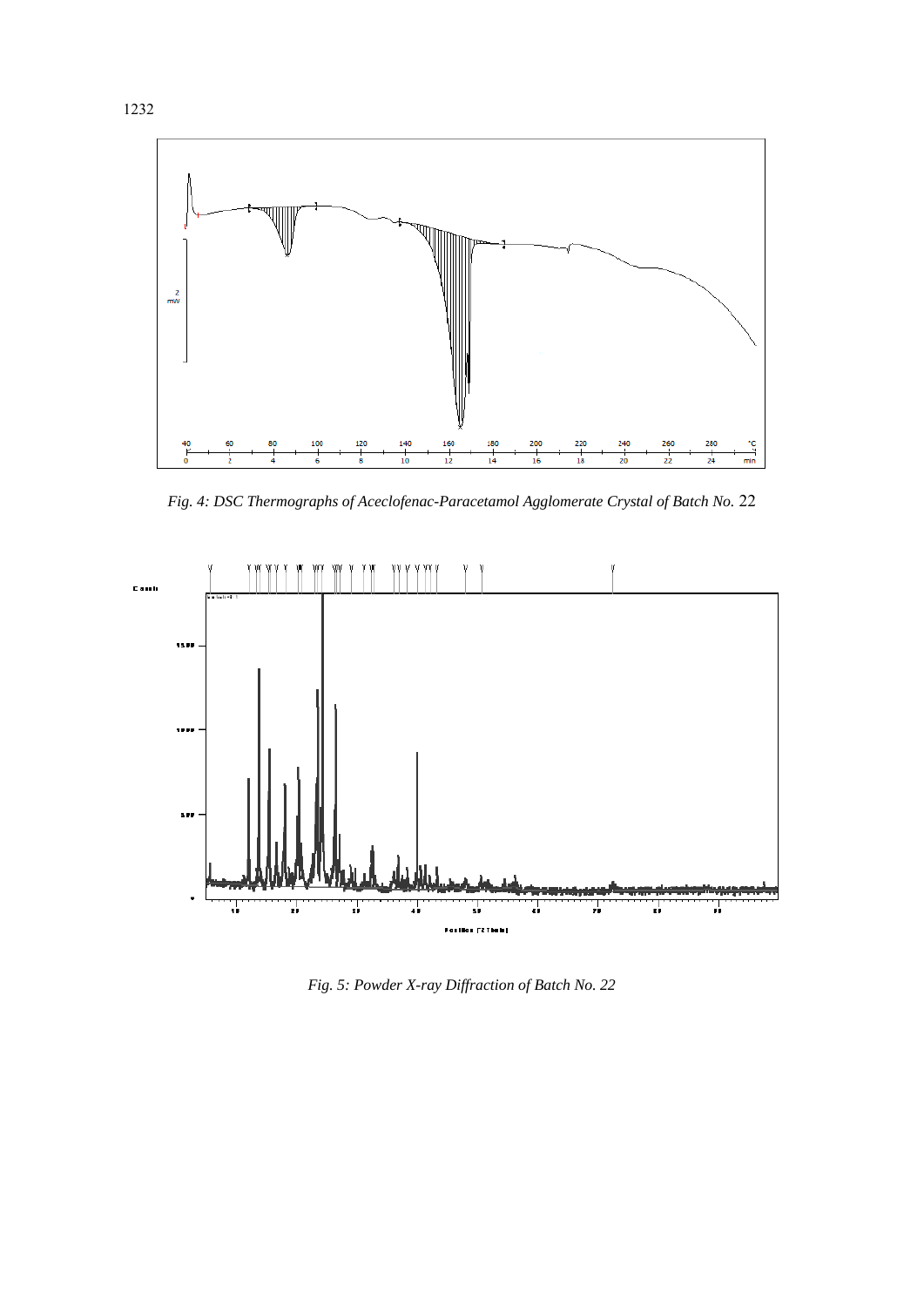*Fig. 4: DSC Thermographs of Aceclofenac-Paracetamol Agglomerate Crystal of Batch No.* 22

*Fig. 5: Powder X-ray Diffraction of Batch No. 22*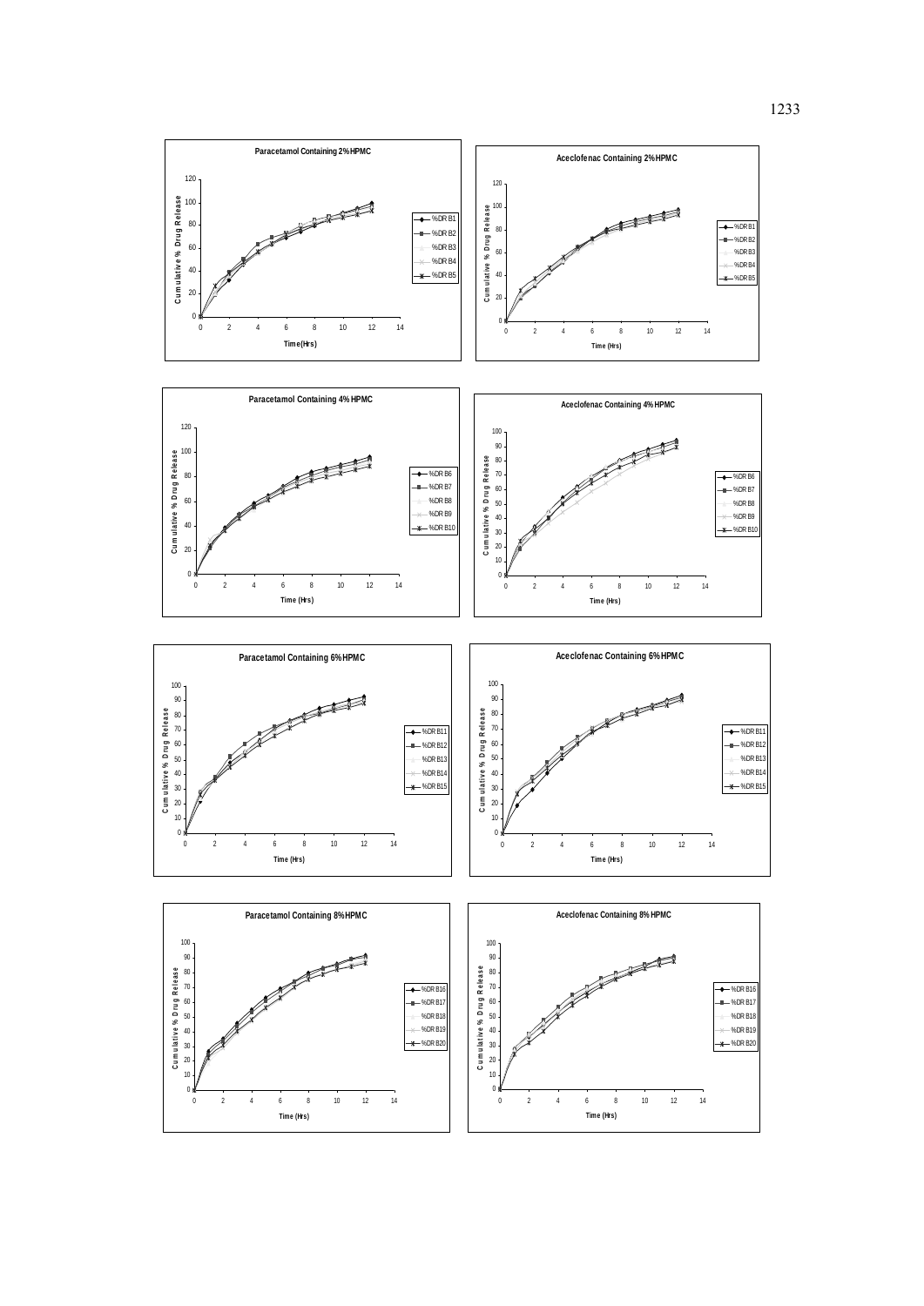Paracetamol Containing 2% HPMC

Aceclofenac Containing 2% HPMC

Paracetamol Containing 4% HPMC

Aceclofenac Containing 4% HPMC

Paracetamol Containing 6% HPMC

Aceclofenac Containing 6% HPMC

Paracetamol Containing 8% HPMC

Aceclofenac Containing 8% HPMC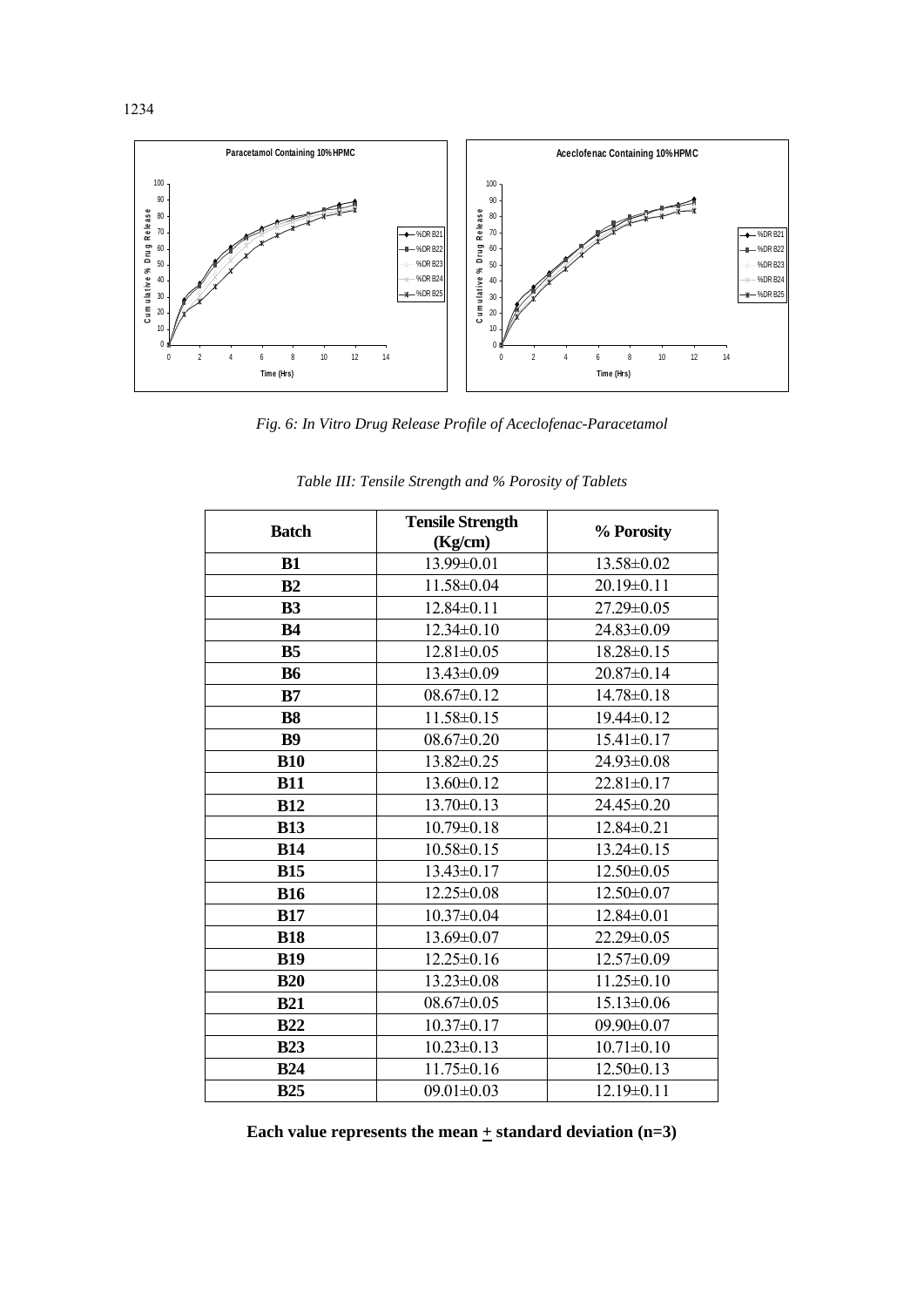*Fig. 6: In Vitro Drug Release Profile of Aceclofenac-Paracetamol*

*Table III: Tensile Strength and % Porosity of Tablets*

| Batch | Tensile Strength (Kg/cm) | % Porosity |
|---|---|---|
| **B1** | 13.99±0.01 | 13.58±0.02 |
| **B2** | 11.58±0.04 | 20.19±0.11 |
| **B3** | 12.84±0.11 | 27.29±0.05 |
| **B4** | 12.34±0.10 | 24.83±0.09 |
| **B5** | 12.81±0.05 | 18.28±0.15 |
| **B6** | 13.43±0.09 | 20.87±0.14 |
| **B7** | 08.67±0.12 | 14.78±0.18 |
| **B8** | 11.58±0.15 | 19.44±0.12 |
| **B9** | 08.67±0.20 | 15.41±0.17 |
| **B10** | 13.82±0.25 | 24.93±0.08 |
| **B11** | 13.60±0.12 | 22.81±0.17 |
| **B12** | 13.70±0.13 | 24.45±0.20 |
| **B13** | 10.79±0.18 | 12.84±0.21 |
| **B14** | 10.58±0.15 | 13.24±0.15 |
| **B15** | 13.43±0.17 | 12.50±0.05 |
| **B16** | 12.25±0.08 | 12.50±0.07 |
| **B17** | 10.37±0.04 | 12.84±0.01 |
| **B18** | 13.69±0.07 | 22.29±0.05 |
| **B19** | 12.25±0.16 | 12.57±0.09 |
| **B20** | 13.23±0.08 | 11.25±0.10 |
| **B21** | 08.67±0.05 | 15.13±0.06 |
| **B22** | 10.37±0.17 | 09.90±0.07 |
| **B23** | 10.23±0.13 | 10.71±0.10 |
| **B24** | 11.75±0.16 | 12.50±0.13 |
| **B25** | 09.01±0.03 | 12.19±0.11 |

**Each value represents the mean ± standard deviation (n=3)**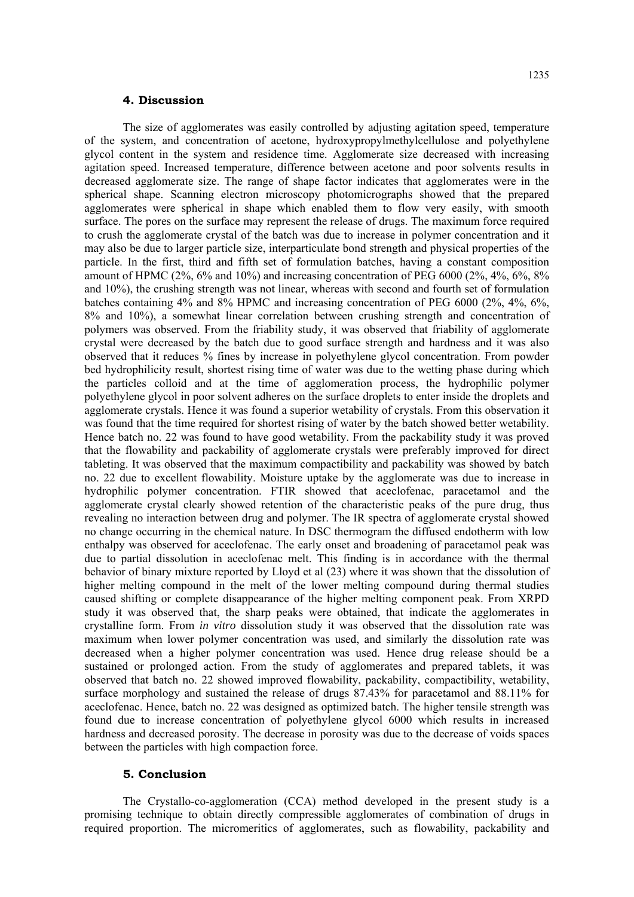### 4. Discussion

The size of agglomerates was easily controlled by adjusting agitation speed, temperature of the system, and concentration of acetone, hydroxypropylmethylcellulose and polyethylene glycol content in the system and residence time. Agglomerate size decreased with increasing agitation speed. Increased temperature, difference between acetone and poor solvents results in decreased agglomerate size. The range of shape factor indicates that agglomerates were in the spherical shape. Scanning electron microscopy photomicrographs showed that the prepared agglomerates were spherical in shape which enabled them to flow very easily, with smooth surface. The pores on the surface may represent the release of drugs. The maximum force required to crush the agglomerate crystal of the batch was due to increase in polymer concentration and it may also be due to larger particle size, interparticulate bond strength and physical properties of the particle. In the first, third and fifth set of formulation batches, having a constant composition amount of HPMC (2%, 6% and 10%) and increasing concentration of PEG 6000 (2%, 4%, 6%, 8% and 10%), the crushing strength was not linear, whereas with second and fourth set of formulation batches containing 4% and 8% HPMC and increasing concentration of PEG 6000 (2%, 4%, 6%, 8% and 10%), a somewhat linear correlation between crushing strength and concentration of polymers was observed. From the friability study, it was observed that friability of agglomerate crystal were decreased by the batch due to good surface strength and hardness and it was also observed that it reduces % fines by increase in polyethylene glycol concentration. From powder bed hydrophilicity result, shortest rising time of water was due to the wetting phase during which the particles colloid and at the time of agglomeration process, the hydrophilic polymer polyethylene glycol in poor solvent adheres on the surface droplets to enter inside the droplets and agglomerate crystals. Hence it was found a superior wetability of crystals. From this observation it was found that the time required for shortest rising of water by the batch showed better wetability. Hence batch no. 22 was found to have good wetability. From the packability study it was proved that the flowability and packability of agglomerate crystals were preferably improved for direct tableting. It was observed that the maximum compactibility and packability was showed by batch no. 22 due to excellent flowability. Moisture uptake by the agglomerate was due to increase in hydrophilic polymer concentration. FTIR showed that aceclofenac, paracetamol and the agglomerate crystal clearly showed retention of the characteristic peaks of the pure drug, thus revealing no interaction between drug and polymer. The IR spectra of agglomerate crystal showed no change occurring in the chemical nature. In DSC thermogram the diffused endotherm with low enthalpy was observed for aceclofenac. The early onset and broadening of paracetamol peak was due to partial dissolution in aceclofenac melt. This finding is in accordance with the thermal behavior of binary mixture reported by Lloyd et al (23) where it was shown that the dissolution of higher melting compound in the melt of the lower melting compound during thermal studies caused shifting or complete disappearance of the higher melting component peak. From XRPD study it was observed that, the sharp peaks were obtained, that indicate the agglomerates in crystalline form. From *in vitro* dissolution study it was observed that the dissolution rate was maximum when lower polymer concentration was used, and similarly the dissolution rate was decreased when a higher polymer concentration was used. Hence drug release should be a sustained or prolonged action. From the study of agglomerates and prepared tablets, it was observed that batch no. 22 showed improved flowability, packability, compactibility, wetability, surface morphology and sustained the release of drugs 87.43% for paracetamol and 88.11% for aceclofenac. Hence, batch no. 22 was designed as optimized batch. The higher tensile strength was found due to increase concentration of polyethylene glycol 6000 which results in increased hardness and decreased porosity. The decrease in porosity was due to the decrease of voids spaces between the particles with high compaction force.

### 5. Conclusion

The Crystallo-co-agglomeration (CCA) method developed in the present study is a promising technique to obtain directly compressible agglomerates of combination of drugs in required proportion. The micromeritics of agglomerates, such as flowability, packability and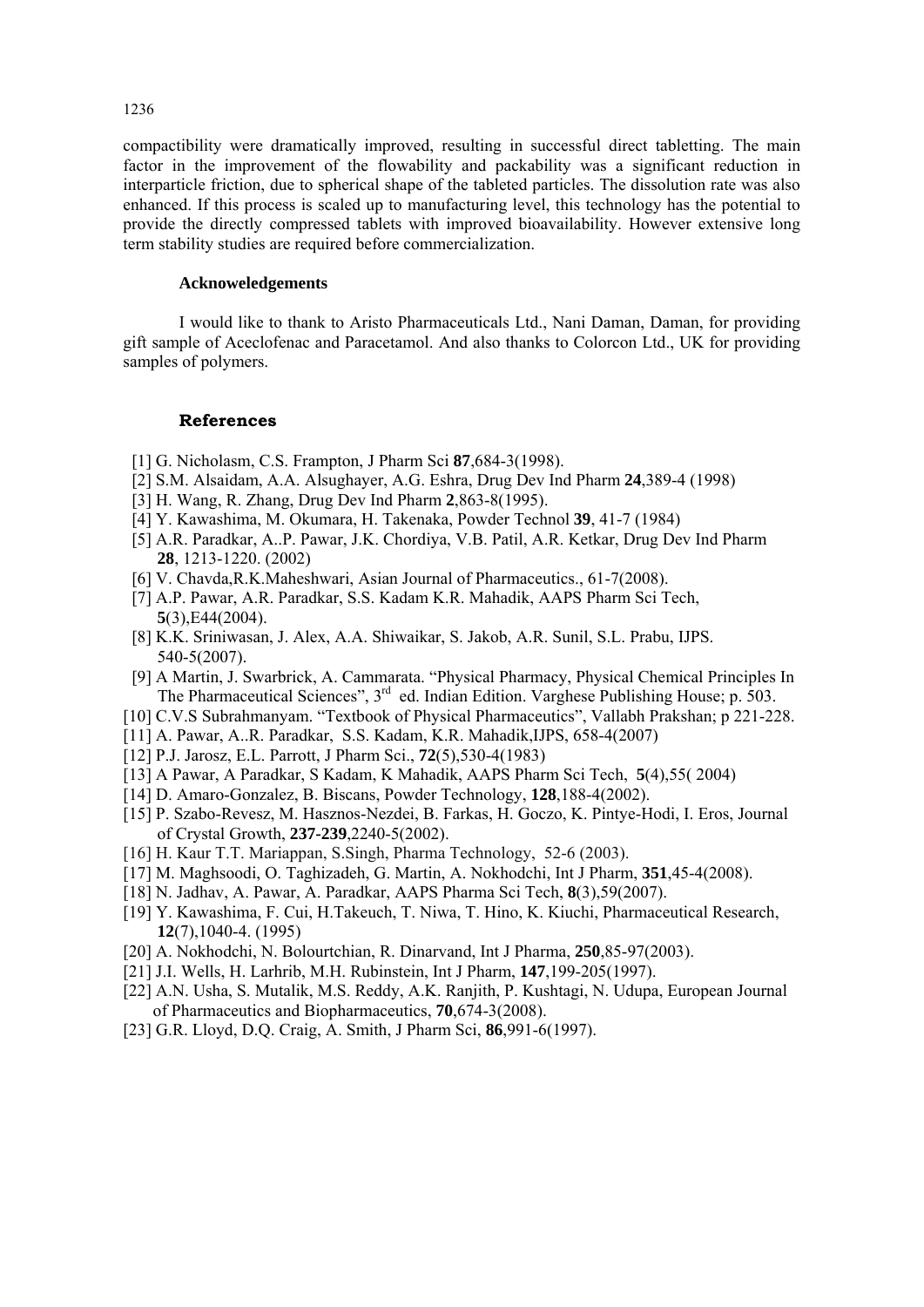compactibility were dramatically improved, resulting in successful direct tabletting. The main factor in the improvement of the flowability and packability was a significant reduction in interparticle friction, due to spherical shape of the tableted particles. The dissolution rate was also enhanced. If this process is scaled up to manufacturing level, this technology has the potential to provide the directly compressed tablets with improved bioavailability. However extensive long term stability studies are required before commercialization.

### Acknoweledgements

I would like to thank to Aristo Pharmaceuticals Ltd., Nani Daman, Daman, for providing gift sample of Aceclofenac and Paracetamol. And also thanks to Colorcon Ltd., UK for providing samples of polymers.

## References

[1] G. Nicholasm, C.S. Frampton, J Pharm Sci **87**,684-3(1998).
[2] S.M. Alsaidam, A.A. Alsughayer, A.G. Eshra, Drug Dev Ind Pharm **24**,389-4 (1998)
[3] H. Wang, R. Zhang, Drug Dev Ind Pharm **2**,863-8(1995).
[4] Y. Kawashima, M. Okumara, H. Takenaka, Powder Technol **39**, 41-7 (1984)
[5] A.R. Paradkar, A..P. Pawar, J.K. Chordiya, V.B. Patil, A.R. Ketkar, Drug Dev Ind Pharm **28**, 1213-1220. (2002)
[6] V. Chavda,R.K.Maheshwari, Asian Journal of Pharmaceutics., 61-7(2008).
[7] A.P. Pawar, A.R. Paradkar, S.S. Kadam K.R. Mahadik, AAPS Pharm Sci Tech, **5**(3),E44(2004).
[8] K.K. Sriniwasan, J. Alex, A.A. Shiwaikar, S. Jakob, A.R. Sunil, S.L. Prabu, IJPS. 540-5(2007).
[9] A Martin, J. Swarbrick, A. Cammarata. "Physical Pharmacy, Physical Chemical Principles In The Pharmaceutical Sciences", 3rd ed. Indian Edition. Varghese Publishing House; p. 503.
[10] C.V.S Subrahmanyam. "Textbook of Physical Pharmaceutics", Vallabh Prakshan; p 221-228.
[11] A. Pawar, A..R. Paradkar, S.S. Kadam, K.R. Mahadik,IJPS, 658-4(2007)
[12] P.J. Jarosz, E.L. Parrott, J Pharm Sci., **72**(5),530-4(1983)
[13] A Pawar, A Paradkar, S Kadam, K Mahadik, AAPS Pharm Sci Tech, **5**(4),55( 2004)
[14] D. Amaro-Gonzalez, B. Biscans, Powder Technology, **128**,188-4(2002).
[15] P. Szabo-Revesz, M. Hasznos-Nezdei, B. Farkas, H. Goczo, K. Pintye-Hodi, I. Eros, Journal of Crystal Growth, **237-239**,2240-5(2002).
[16] H. Kaur T.T. Mariappan, S.Singh, Pharma Technology, 52-6 (2003).
[17] M. Maghsoodi, O. Taghizadeh, G. Martin, A. Nokhodchi, Int J Pharm, **351**,45-4(2008).
[18] N. Jadhav, A. Pawar, A. Paradkar, AAPS Pharma Sci Tech, **8**(3),59(2007).
[19] Y. Kawashima, F. Cui, H.Takeuch, T. Niwa, T. Hino, K. Kiuchi, Pharmaceutical Research, **12**(7),1040-4. (1995)
[20] A. Nokhodchi, N. Bolourtchian, R. Dinarvand, Int J Pharma, **250**,85-97(2003).
[21] J.I. Wells, H. Larhrib, M.H. Rubinstein, Int J Pharm, **147**,199-205(1997).
[22] A.N. Usha, S. Mutalik, M.S. Reddy, A.K. Ranjith, P. Kushtagi, N. Udupa, European Journal of Pharmaceutics and Biopharmaceutics, **70**,674-3(2008).
[23] G.R. Lloyd, D.Q. Craig, A. Smith, J Pharm Sci, **86**,991-6(1997).